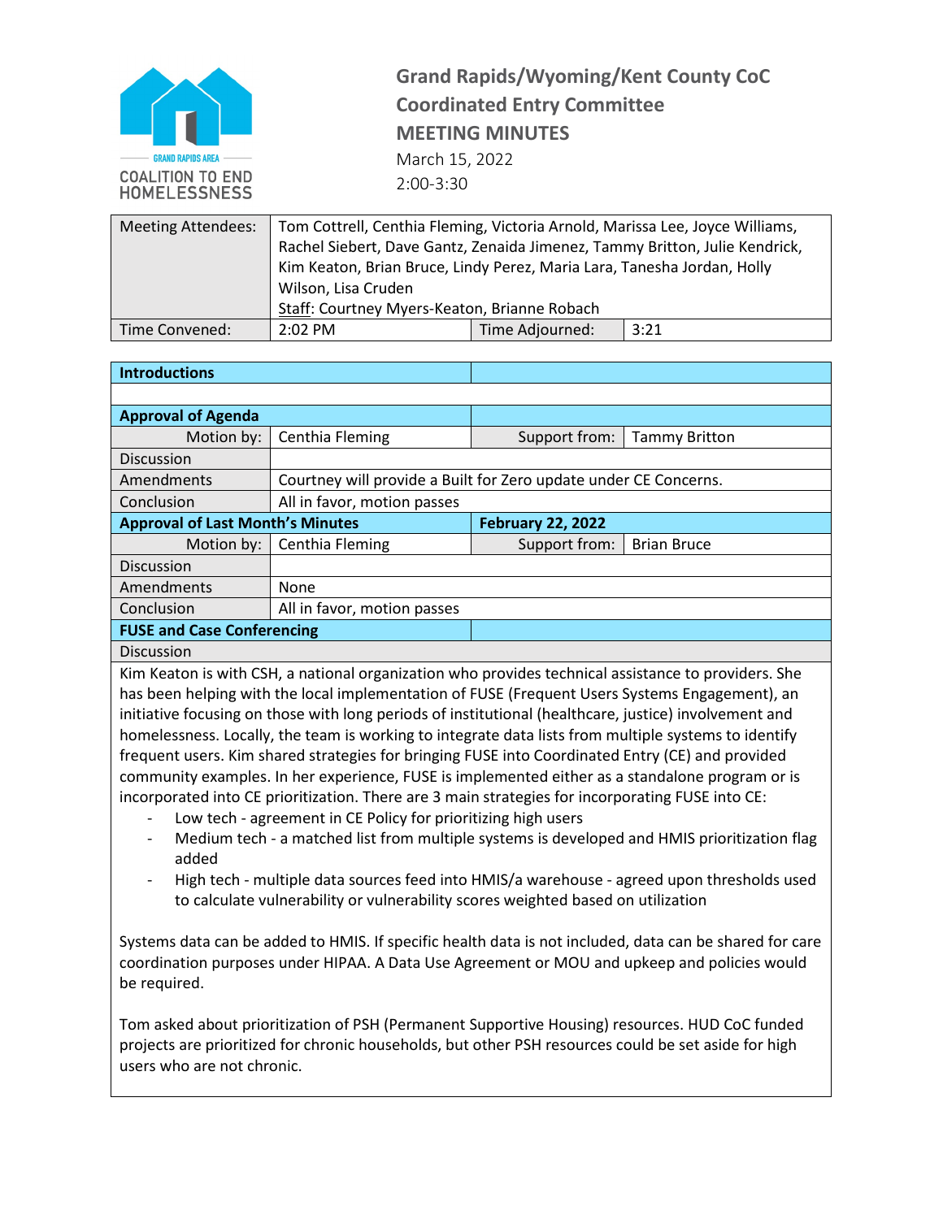GRAND RAPIDS AREA COALITION TO END HOMELESSNESS

# Grand Rapids/Wyoming/Kent County CoC
## Coordinated Entry Committee
## MEETING MINUTES

March 15, 2022
2:00-3:30

| Meeting Attendees: | Tom Cottrell, Centhia Fleming, Victoria Arnold, Marissa Lee, Joyce Williams, Rachel Siebert, Dave Gantz, Zenaida Jimenez, Tammy Britton, Julie Kendrick, Kim Keaton, Brian Bruce, Lindy Perez, Maria Lara, Tanesha Jordan, Holly Wilson, Lisa Cruden<br>Staff: Courtney Myers-Keaton, Brianne Robach | | |
|---|---|---|---|
| Time Convened: | 2:02 PM | Time Adjourned: | 3:21 |

| **Introductions** | | | |
|---|---|---|---|
| | | | |
| **Approval of Agenda** | | | |
| Motion by: | Centhia Fleming | Support from: | Tammy Britton |
| Discussion | | | |
| Amendments | Courtney will provide a Built for Zero update under CE Concerns. | | |
| Conclusion | All in favor, motion passes | | |
| **Approval of Last Month's Minutes** | | **February 22, 2022** | |
| Motion by: | Centhia Fleming | Support from: | Brian Bruce |
| Discussion | | | |
| Amendments | None | | |
| Conclusion | All in favor, motion passes | | |
| **FUSE and Case Conferencing** | | | |
| Discussion | | | |

Kim Keaton is with CSH, a national organization who provides technical assistance to providers. She has been helping with the local implementation of FUSE (Frequent Users Systems Engagement), an initiative focusing on those with long periods of institutional (healthcare, justice) involvement and homelessness. Locally, the team is working to integrate data lists from multiple systems to identify frequent users. Kim shared strategies for bringing FUSE into Coordinated Entry (CE) and provided community examples. In her experience, FUSE is implemented either as a standalone program or is incorporated into CE prioritization. There are 3 main strategies for incorporating FUSE into CE:

- Low tech - agreement in CE Policy for prioritizing high users
- Medium tech - a matched list from multiple systems is developed and HMIS prioritization flag added
- High tech - multiple data sources feed into HMIS/a warehouse - agreed upon thresholds used to calculate vulnerability or vulnerability scores weighted based on utilization

Systems data can be added to HMIS. If specific health data is not included, data can be shared for care coordination purposes under HIPAA. A Data Use Agreement or MOU and upkeep and policies would be required.

Tom asked about prioritization of PSH (Permanent Supportive Housing) resources. HUD CoC funded projects are prioritized for chronic households, but other PSH resources could be set aside for high users who are not chronic.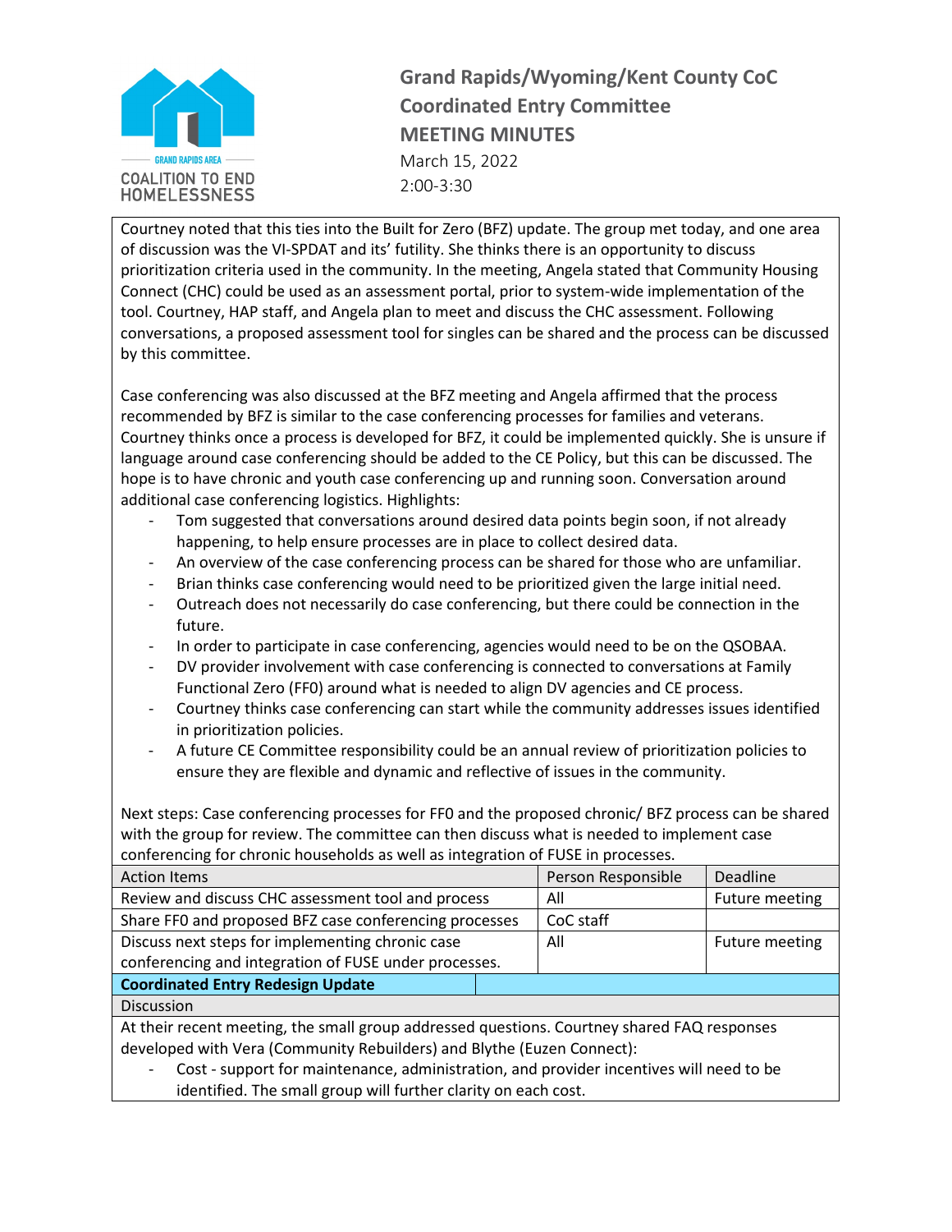# Grand Rapids/Wyoming/Kent County CoC Coordinated Entry Committee MEETING MINUTES

March 15, 2022
2:00-3:30

Courtney noted that this ties into the Built for Zero (BFZ) update. The group met today, and one area of discussion was the VI-SPDAT and its' futility. She thinks there is an opportunity to discuss prioritization criteria used in the community. In the meeting, Angela stated that Community Housing Connect (CHC) could be used as an assessment portal, prior to system-wide implementation of the tool. Courtney, HAP staff, and Angela plan to meet and discuss the CHC assessment. Following conversations, a proposed assessment tool for singles can be shared and the process can be discussed by this committee.

Case conferencing was also discussed at the BFZ meeting and Angela affirmed that the process recommended by BFZ is similar to the case conferencing processes for families and veterans. Courtney thinks once a process is developed for BFZ, it could be implemented quickly. She is unsure if language around case conferencing should be added to the CE Policy, but this can be discussed. The hope is to have chronic and youth case conferencing up and running soon. Conversation around additional case conferencing logistics. Highlights:

- Tom suggested that conversations around desired data points begin soon, if not already happening, to help ensure processes are in place to collect desired data.
- An overview of the case conferencing process can be shared for those who are unfamiliar.
- Brian thinks case conferencing would need to be prioritized given the large initial need.
- Outreach does not necessarily do case conferencing, but there could be connection in the future.
- In order to participate in case conferencing, agencies would need to be on the QSOBAA.
- DV provider involvement with case conferencing is connected to conversations at Family Functional Zero (FF0) around what is needed to align DV agencies and CE process.
- Courtney thinks case conferencing can start while the community addresses issues identified in prioritization policies.
- A future CE Committee responsibility could be an annual review of prioritization policies to ensure they are flexible and dynamic and reflective of issues in the community.

Next steps: Case conferencing processes for FF0 and the proposed chronic/ BFZ process can be shared with the group for review. The committee can then discuss what is needed to implement case conferencing for chronic households as well as integration of FUSE in processes.

| Action Items | Person Responsible | Deadline |
|---|---|---|
| Review and discuss CHC assessment tool and process | All | Future meeting |
| Share FF0 and proposed BFZ case conferencing processes | CoC staff | |
| Discuss next steps for implementing chronic case conferencing and integration of FUSE under processes. | All | Future meeting |

**Coordinated Entry Redesign Update**

Discussion

At their recent meeting, the small group addressed questions. Courtney shared FAQ responses developed with Vera (Community Rebuilders) and Blythe (Euzen Connect):

- Cost - support for maintenance, administration, and provider incentives will need to be identified. The small group will further clarity on each cost.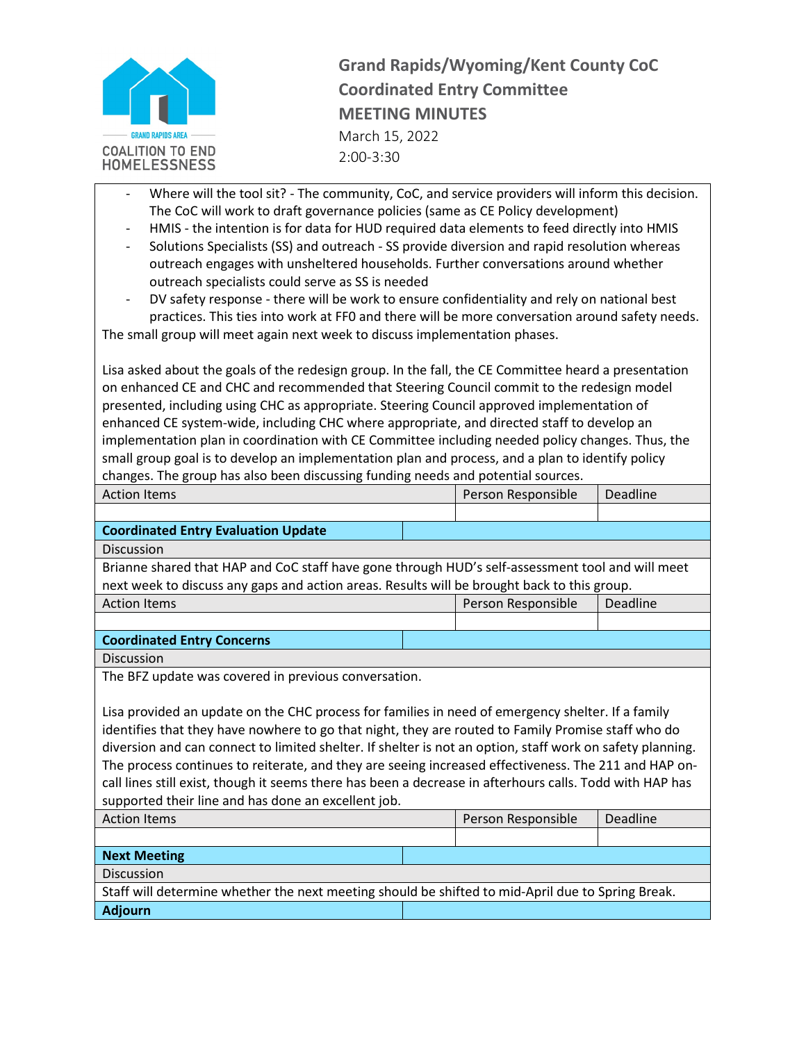**Grand Rapids/Wyoming/Kent County CoC**
**Coordinated Entry Committee**
**MEETING MINUTES**
March 15, 2022
2:00-3:30

- Where will the tool sit? - The community, CoC, and service providers will inform this decision. The CoC will work to draft governance policies (same as CE Policy development)
- HMIS - the intention is for data for HUD required data elements to feed directly into HMIS
- Solutions Specialists (SS) and outreach - SS provide diversion and rapid resolution whereas outreach engages with unsheltered households. Further conversations around whether outreach specialists could serve as SS is needed
- DV safety response - there will be work to ensure confidentiality and rely on national best practices. This ties into work at FF0 and there will be more conversation around safety needs.

The small group will meet again next week to discuss implementation phases.

Lisa asked about the goals of the redesign group. In the fall, the CE Committee heard a presentation on enhanced CE and CHC and recommended that Steering Council commit to the redesign model presented, including using CHC as appropriate. Steering Council approved implementation of enhanced CE system-wide, including CHC where appropriate, and directed staff to develop an implementation plan in coordination with CE Committee including needed policy changes. Thus, the small group goal is to develop an implementation plan and process, and a plan to identify policy changes. The group has also been discussing funding needs and potential sources.

| Action Items | Person Responsible | Deadline |
|---|---|---|
| | | |

## Coordinated Entry Evaluation Update

**Discussion**

Brianne shared that HAP and CoC staff have gone through HUD's self-assessment tool and will meet next week to discuss any gaps and action areas. Results will be brought back to this group.

| Action Items | Person Responsible | Deadline |
|---|---|---|
| | | |

## Coordinated Entry Concerns

**Discussion**

The BFZ update was covered in previous conversation.

Lisa provided an update on the CHC process for families in need of emergency shelter. If a family identifies that they have nowhere to go that night, they are routed to Family Promise staff who do diversion and can connect to limited shelter. If shelter is not an option, staff work on safety planning. The process continues to reiterate, and they are seeing increased effectiveness. The 211 and HAP on-call lines still exist, though it seems there has been a decrease in afterhours calls. Todd with HAP has supported their line and has done an excellent job.

| Action Items | Person Responsible | Deadline |
|---|---|---|
| | | |

## Next Meeting

**Discussion**

Staff will determine whether the next meeting should be shifted to mid-April due to Spring Break.

## Adjourn